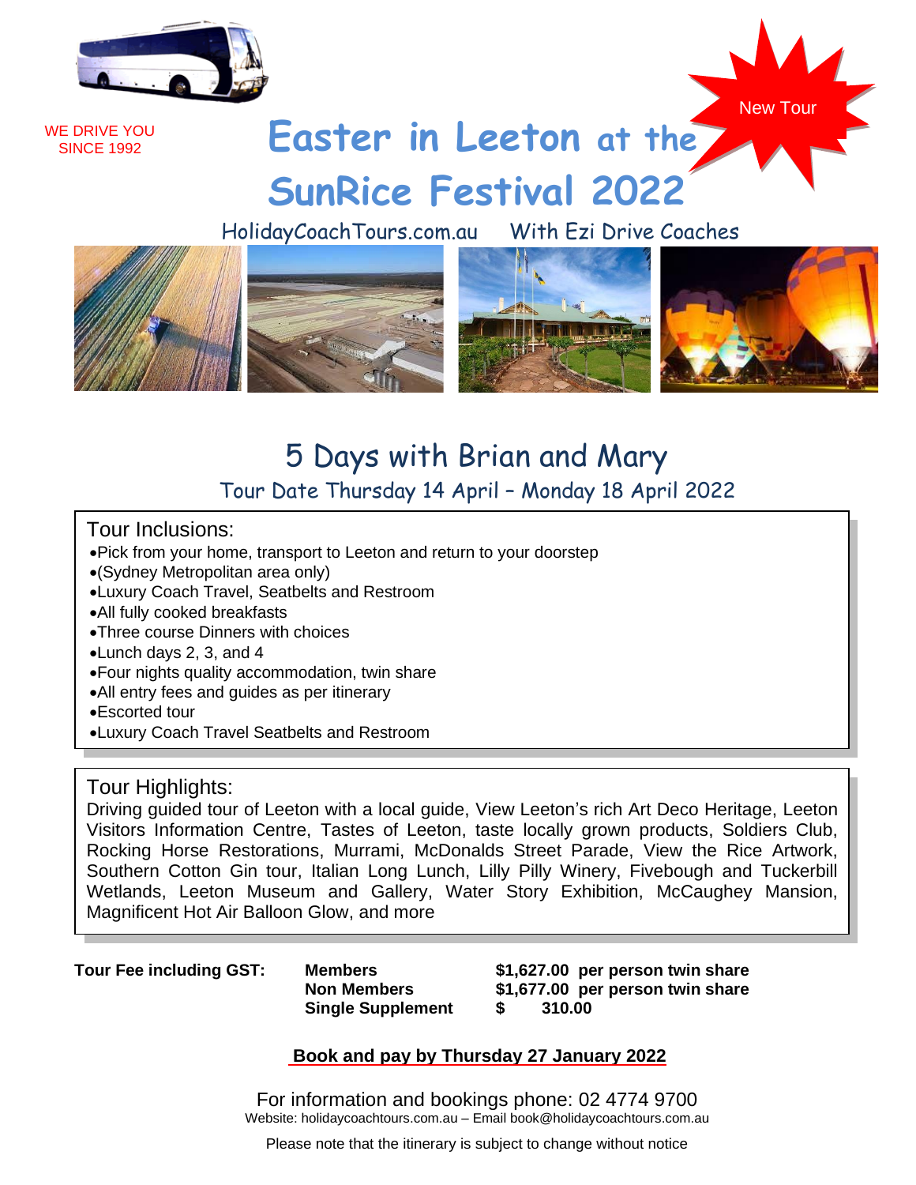WE DRIVE YOU SINCE 1992

New Tour

# Easter in Leeton at the SunRice Festival 2022

HolidayCoachTours.com.au    With Ezi Drive Coaches

## 5 Days with Brian and Mary

Tour Date Thursday 14 April – Monday 18 April 2022

### Tour Inclusions:

- Pick from your home, transport to Leeton and return to your doorstep
- (Sydney Metropolitan area only)
- Luxury Coach Travel, Seatbelts and Restroom
- All fully cooked breakfasts
- Three course Dinners with choices
- Lunch days 2, 3, and 4
- Four nights quality accommodation, twin share
- All entry fees and guides as per itinerary
- Escorted tour
- Luxury Coach Travel Seatbelts and Restroom

### Tour Highlights:

Driving guided tour of Leeton with a local guide, View Leeton's rich Art Deco Heritage, Leeton Visitors Information Centre, Tastes of Leeton, taste locally grown products, Soldiers Club, Rocking Horse Restorations, Murrami, McDonalds Street Parade, View the Rice Artwork, Southern Cotton Gin tour, Italian Long Lunch, Lilly Pilly Winery, Fivebough and Tuckerbill Wetlands, Leeton Museum and Gallery, Water Story Exhibition, McCaughey Mansion, Magnificent Hot Air Balloon Glow, and more

| **Tour Fee including GST:** | **Members** | **$1,627.00 per person twin share** |
|---|---|---|
| | **Non Members** | **$1,677.00 per person twin share** |
| | **Single Supplement** | **$ 310.00** |

**Book and pay by Thursday 27 January 2022**

For information and bookings phone: 02 4774 9700

Website: holidaycoachtours.com.au – Email book@holidaycoachtours.com.au

Please note that the itinerary is subject to change without notice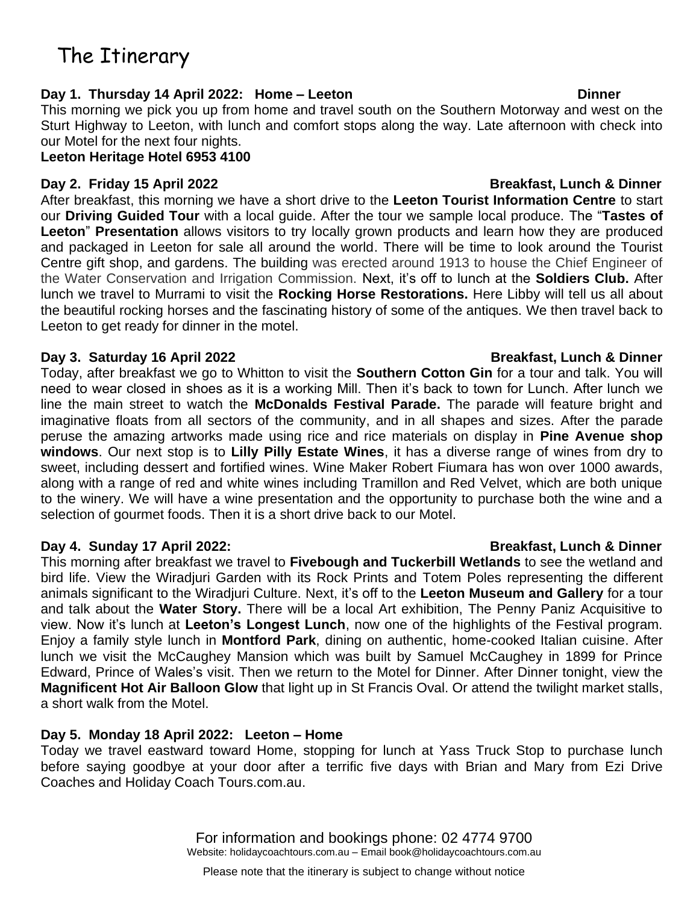# The Itinerary

**Day 1. Thursday 14 April 2022: Home – Leeton** **Dinner**

This morning we pick you up from home and travel south on the Southern Motorway and west on the Sturt Highway to Leeton, with lunch and comfort stops along the way. Late afternoon with check into our Motel for the next four nights.

**Leeton Heritage Hotel 6953 4100**

**Day 2. Friday 15 April 2022** **Breakfast, Lunch & Dinner**

After breakfast, this morning we have a short drive to the **Leeton Tourist Information Centre** to start our **Driving Guided Tour** with a local guide. After the tour we sample local produce. The "**Tastes of Leeton**" **Presentation** allows visitors to try locally grown products and learn how they are produced and packaged in Leeton for sale all around the world. There will be time to look around the Tourist Centre gift shop, and gardens. The building was erected around 1913 to house the Chief Engineer of the Water Conservation and Irrigation Commission. Next, it's off to lunch at the **Soldiers Club.** After lunch we travel to Murrami to visit the **Rocking Horse Restorations.** Here Libby will tell us all about the beautiful rocking horses and the fascinating history of some of the antiques. We then travel back to Leeton to get ready for dinner in the motel.

**Day 3. Saturday 16 April 2022** **Breakfast, Lunch & Dinner**

Today, after breakfast we go to Whitton to visit the **Southern Cotton Gin** for a tour and talk. You will need to wear closed in shoes as it is a working Mill. Then it's back to town for Lunch. After lunch we line the main street to watch the **McDonalds Festival Parade.** The parade will feature bright and imaginative floats from all sectors of the community, and in all shapes and sizes. After the parade peruse the amazing artworks made using rice and rice materials on display in **Pine Avenue shop windows**. Our next stop is to **Lilly Pilly Estate Wines**, it has a diverse range of wines from dry to sweet, including dessert and fortified wines. Wine Maker Robert Fiumara has won over 1000 awards, along with a range of red and white wines including Tramillon and Red Velvet, which are both unique to the winery. We will have a wine presentation and the opportunity to purchase both the wine and a selection of gourmet foods. Then it is a short drive back to our Motel.

**Day 4. Sunday 17 April 2022:** **Breakfast, Lunch & Dinner**

This morning after breakfast we travel to **Fivebough and Tuckerbill Wetlands** to see the wetland and bird life. View the Wiradjuri Garden with its Rock Prints and Totem Poles representing the different animals significant to the Wiradjuri Culture. Next, it's off to the **Leeton Museum and Gallery** for a tour and talk about the **Water Story.** There will be a local Art exhibition, The Penny Paniz Acquisitive to view. Now it's lunch at **Leeton's Longest Lunch**, now one of the highlights of the Festival program. Enjoy a family style lunch in **Montford Park**, dining on authentic, home-cooked Italian cuisine. After lunch we visit the McCaughey Mansion which was built by Samuel McCaughey in 1899 for Prince Edward, Prince of Wales's visit. Then we return to the Motel for Dinner. After Dinner tonight, view the **Magnificent Hot Air Balloon Glow** that light up in St Francis Oval. Or attend the twilight market stalls, a short walk from the Motel.

**Day 5. Monday 18 April 2022: Leeton – Home**

Today we travel eastward toward Home, stopping for lunch at Yass Truck Stop to purchase lunch before saying goodbye at your door after a terrific five days with Brian and Mary from Ezi Drive Coaches and Holiday Coach Tours.com.au.

For information and bookings phone: 02 4774 9700
Website: holidaycoachtours.com.au – Email book@holidaycoachtours.com.au

Please note that the itinerary is subject to change without notice